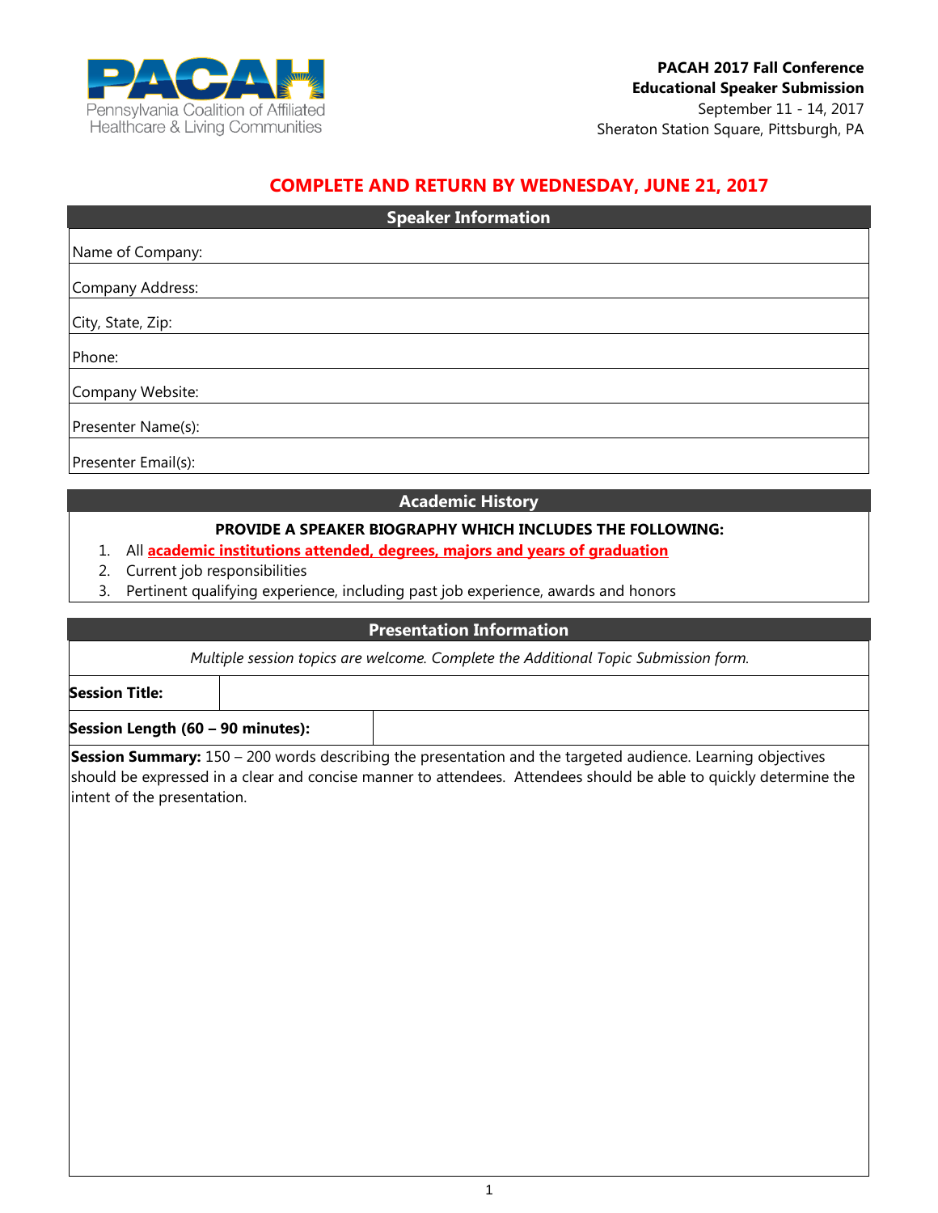Pennsylvania Coalition of Affiliated Healthcare & Living Communities

**PACAH 2017 Fall Conference**
**Educational Speaker Submission**
September 11 - 14, 2017
Sheraton Station Square, Pittsburgh, PA

## COMPLETE AND RETURN BY WEDNESDAY, JUNE 21, 2017

### Speaker Information

| |
|---|
| Name of Company: |
| Company Address: |
| City, State, Zip: |
| Phone: |
| Company Website: |
| Presenter Name(s): |
| Presenter Email(s): |

### Academic History

**PROVIDE A SPEAKER BIOGRAPHY WHICH INCLUDES THE FOLLOWING:**

1. All **academic institutions attended, degrees, majors and years of graduation**
2. Current job responsibilities
3. Pertinent qualifying experience, including past job experience, awards and honors

### Presentation Information

*Multiple session topics are welcome. Complete the Additional Topic Submission form.*

| | |
|---|---|
| **Session Title:** | |
| **Session Length (60 – 90 minutes):** | |

**Session Summary:** 150 – 200 words describing the presentation and the targeted audience. Learning objectives should be expressed in a clear and concise manner to attendees. Attendees should be able to quickly determine the intent of the presentation.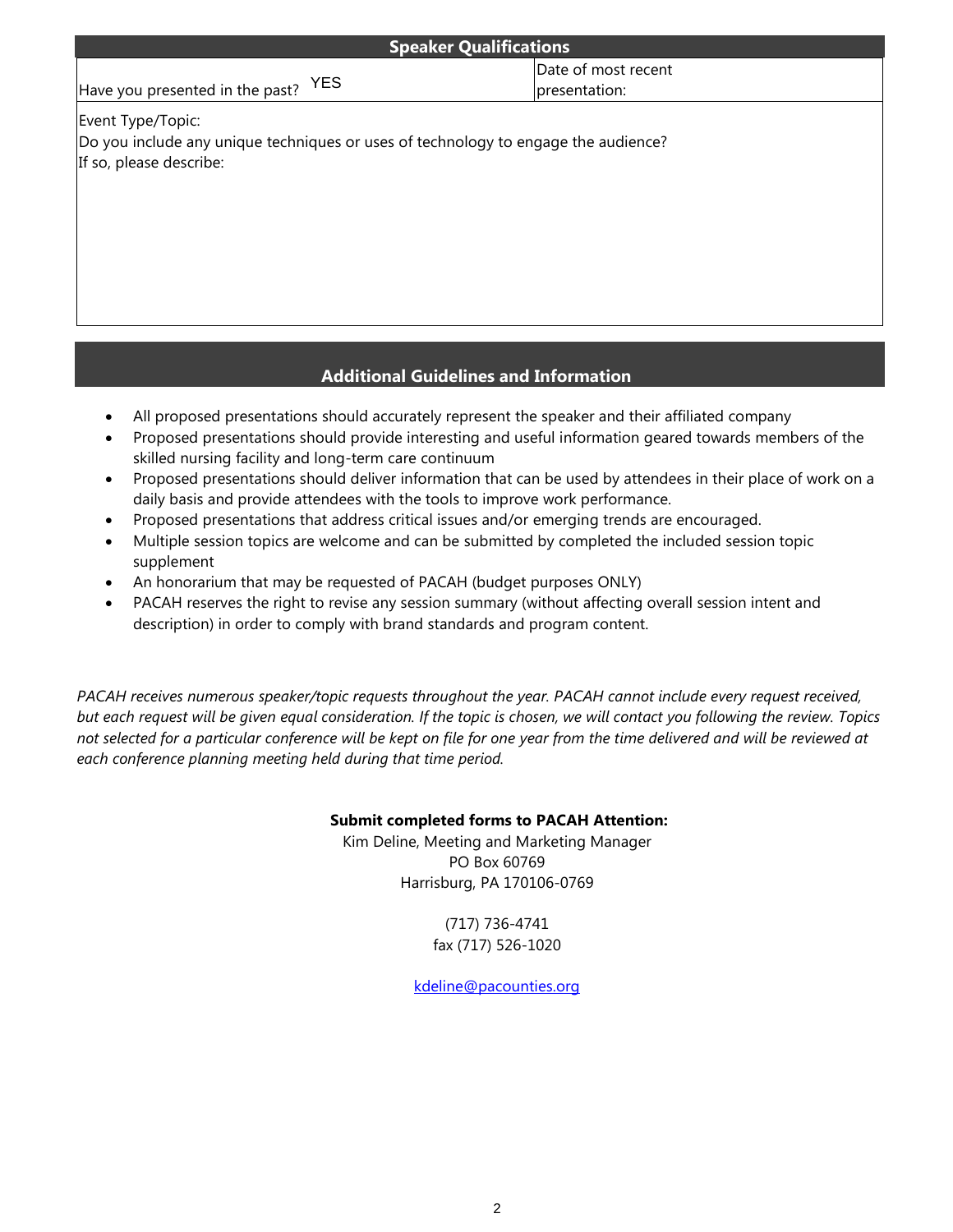## Speaker Qualifications

| Have you presented in the past? YES | Date of most recent presentation: |
|---|---|

Event Type/Topic:

Do you include any unique techniques or uses of technology to engage the audience?

If so, please describe:

## Additional Guidelines and Information

- All proposed presentations should accurately represent the speaker and their affiliated company
- Proposed presentations should provide interesting and useful information geared towards members of the skilled nursing facility and long-term care continuum
- Proposed presentations should deliver information that can be used by attendees in their place of work on a daily basis and provide attendees with the tools to improve work performance.
- Proposed presentations that address critical issues and/or emerging trends are encouraged.
- Multiple session topics are welcome and can be submitted by completed the included session topic supplement
- An honorarium that may be requested of PACAH (budget purposes ONLY)
- PACAH reserves the right to revise any session summary (without affecting overall session intent and description) in order to comply with brand standards and program content.

*PACAH receives numerous speaker/topic requests throughout the year. PACAH cannot include every request received, but each request will be given equal consideration. If the topic is chosen, we will contact you following the review. Topics not selected for a particular conference will be kept on file for one year from the time delivered and will be reviewed at each conference planning meeting held during that time period.*

**Submit completed forms to PACAH Attention:**

Kim Deline, Meeting and Marketing Manager
PO Box 60769
Harrisburg, PA 170106-0769

(717) 736-4741
fax (717) 526-1020

kdeline@pacounties.org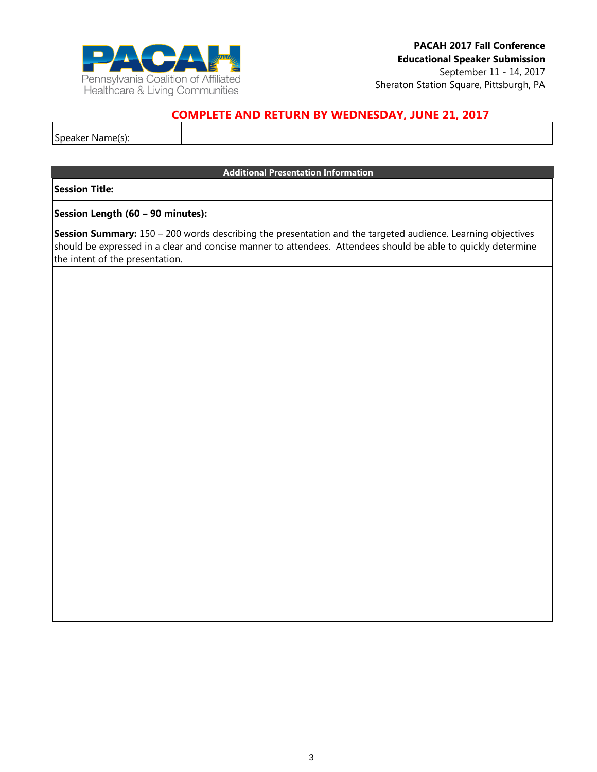Pennsylvania Coalition of Affiliated Healthcare & Living Communities

**PACAH 2017 Fall Conference**
**Educational Speaker Submission**
September 11 - 14, 2017
Sheraton Station Square, Pittsburgh, PA

## COMPLETE AND RETURN BY WEDNESDAY, JUNE 21, 2017

| | |
|---|---|
| Speaker Name(s): | |

| Additional Presentation Information |
|---|
| **Session Title:** |
| **Session Length (60 – 90 minutes):** |
| **Session Summary:** 150 – 200 words describing the presentation and the targeted audience. Learning objectives should be expressed in a clear and concise manner to attendees. Attendees should be able to quickly determine the intent of the presentation. |
| |